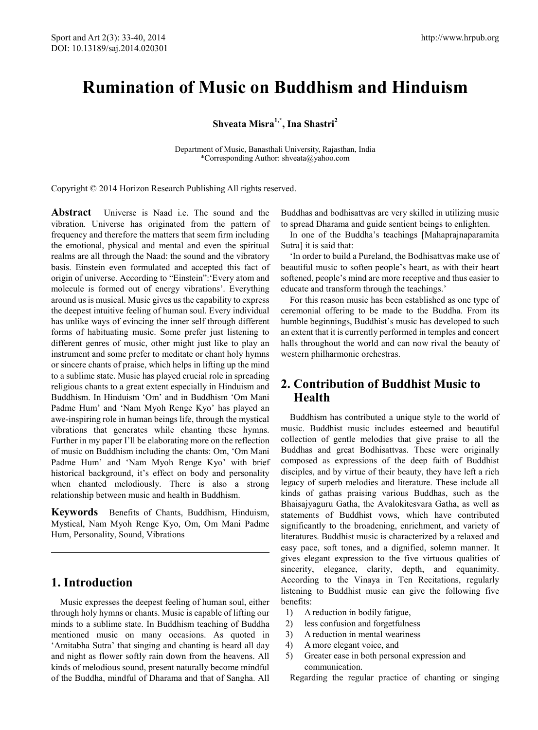# Rumination of Music on Buddhism and Hinduism

**Shveata Misra[1,*], Ina Shastri[2]**

Department of Music, Banasthali University, Rajasthan, India
*Corresponding Author: shveata@yahoo.com

Copyright © 2014 Horizon Research Publishing All rights reserved.

**Abstract** Universe is Naad i.e. The sound and the vibration. Universe has originated from the pattern of frequency and therefore the matters that seem firm including the emotional, physical and mental and even the spiritual realms are all through the Naad: the sound and the vibratory basis. Einstein even formulated and accepted this fact of origin of universe. According to "Einstein":'Every atom and molecule is formed out of energy vibrations'. Everything around us is musical. Music gives us the capability to express the deepest intuitive feeling of human soul. Every individual has unlike ways of evincing the inner self through different forms of habituating music. Some prefer just listening to different genres of music, other might just like to play an instrument and some prefer to meditate or chant holy hymns or sincere chants of praise, which helps in lifting up the mind to a sublime state. Music has played crucial role in spreading religious chants to a great extent especially in Hinduism and Buddhism. In Hinduism 'Om' and in Buddhism 'Om Mani Padme Hum' and 'Nam Myoh Renge Kyo' has played an awe-inspiring role in human beings life, through the mystical vibrations that generates while chanting these hymns. Further in my paper I'll be elaborating more on the reflection of music on Buddhism including the chants: Om, 'Om Mani Padme Hum' and 'Nam Myoh Renge Kyo' with brief historical background, it's effect on body and personality when chanted melodiously. There is also a strong relationship between music and health in Buddhism.

**Keywords** Benefits of Chants, Buddhism, Hinduism, Mystical, Nam Myoh Renge Kyo, Om, Om Mani Padme Hum, Personality, Sound, Vibrations

## 1. Introduction

Music expresses the deepest feeling of human soul, either through holy hymns or chants. Music is capable of lifting our minds to a sublime state. In Buddhism teaching of Buddha mentioned music on many occasions. As quoted in 'Amitabha Sutra' that singing and chanting is heard all day and night as flower softly rain down from the heavens. All kinds of melodious sound, present naturally become mindful of the Buddha, mindful of Dharama and that of Sangha. All Buddhas and bodhisattvas are very skilled in utilizing music to spread Dharama and guide sentient beings to enlighten.

In one of the Buddha's teachings [Mahaprajnaparamita Sutra] it is said that:

'In order to build a Pureland, the Bodhisattvas make use of beautiful music to soften people's heart, as with their heart softened, people's mind are more receptive and thus easier to educate and transform through the teachings.'

For this reason music has been established as one type of ceremonial offering to be made to the Buddha. From its humble beginnings, Buddhist's music has developed to such an extent that it is currently performed in temples and concert halls throughout the world and can now rival the beauty of western philharmonic orchestras.

## 2. Contribution of Buddhist Music to Health

Buddhism has contributed a unique style to the world of music. Buddhist music includes esteemed and beautiful collection of gentle melodies that give praise to all the Buddhas and great Bodhisattvas. These were originally composed as expressions of the deep faith of Buddhist disciples, and by virtue of their beauty, they have left a rich legacy of superb melodies and literature. These include all kinds of gathas praising various Buddhas, such as the Bhaisajyaguru Gatha, the Avalokitesvara Gatha, as well as statements of Buddhist vows, which have contributed significantly to the broadening, enrichment, and variety of literatures. Buddhist music is characterized by a relaxed and easy pace, soft tones, and a dignified, solemn manner. It gives elegant expression to the five virtuous qualities of sincerity, elegance, clarity, depth, and equanimity. According to the Vinaya in Ten Recitations, regularly listening to Buddhist music can give the following five benefits:

1) A reduction in bodily fatigue,
2) less confusion and forgetfulness
3) A reduction in mental weariness
4) A more elegant voice, and
5) Greater ease in both personal expression and communication.

Regarding the regular practice of chanting or singing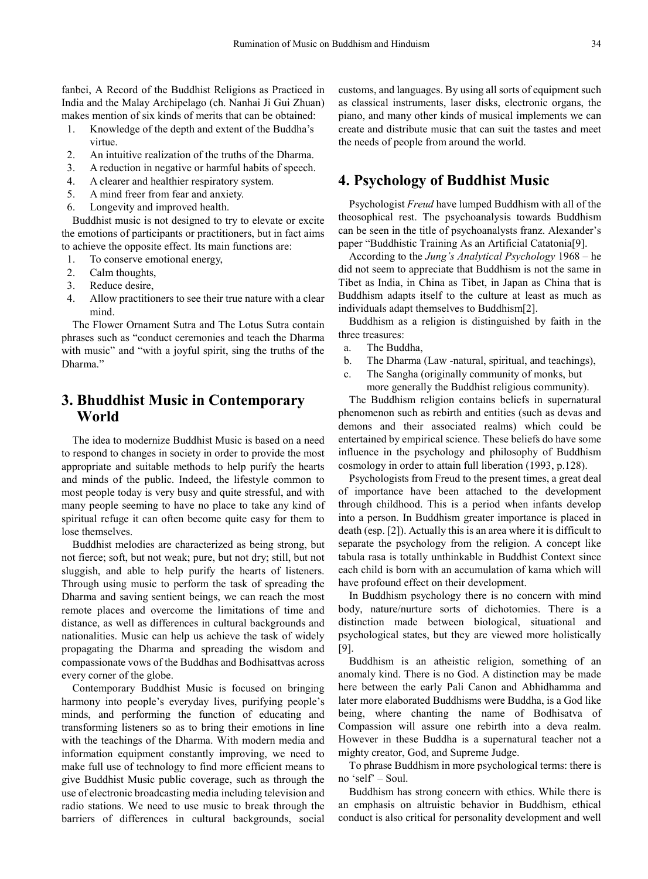fanbei, A Record of the Buddhist Religions as Practiced in India and the Malay Archipelago (ch. Nanhai Ji Gui Zhuan) makes mention of six kinds of merits that can be obtained:

1. Knowledge of the depth and extent of the Buddha's virtue.
2. An intuitive realization of the truths of the Dharma.
3. A reduction in negative or harmful habits of speech.
4. A clearer and healthier respiratory system.
5. A mind freer from fear and anxiety.
6. Longevity and improved health.

Buddhist music is not designed to try to elevate or excite the emotions of participants or practitioners, but in fact aims to achieve the opposite effect. Its main functions are:

1. To conserve emotional energy,
2. Calm thoughts,
3. Reduce desire,
4. Allow practitioners to see their true nature with a clear mind.

The Flower Ornament Sutra and The Lotus Sutra contain phrases such as "conduct ceremonies and teach the Dharma with music" and "with a joyful spirit, sing the truths of the Dharma."

## 3. Bhuddhist Music in Contemporary World

The idea to modernize Buddhist Music is based on a need to respond to changes in society in order to provide the most appropriate and suitable methods to help purify the hearts and minds of the public. Indeed, the lifestyle common to most people today is very busy and quite stressful, and with many people seeming to have no place to take any kind of spiritual refuge it can often become quite easy for them to lose themselves.

Buddhist melodies are characterized as being strong, but not fierce; soft, but not weak; pure, but not dry; still, but not sluggish, and able to help purify the hearts of listeners. Through using music to perform the task of spreading the Dharma and saving sentient beings, we can reach the most remote places and overcome the limitations of time and distance, as well as differences in cultural backgrounds and nationalities. Music can help us achieve the task of widely propagating the Dharma and spreading the wisdom and compassionate vows of the Buddhas and Bodhisattvas across every corner of the globe.

Contemporary Buddhist Music is focused on bringing harmony into people's everyday lives, purifying people's minds, and performing the function of educating and transforming listeners so as to bring their emotions in line with the teachings of the Dharma. With modern media and information equipment constantly improving, we need to make full use of technology to find more efficient means to give Buddhist Music public coverage, such as through the use of electronic broadcasting media including television and radio stations. We need to use music to break through the barriers of differences in cultural backgrounds, social customs, and languages. By using all sorts of equipment such as classical instruments, laser disks, electronic organs, the piano, and many other kinds of musical implements we can create and distribute music that can suit the tastes and meet the needs of people from around the world.

## 4. Psychology of Buddhist Music

Psychologist *Freud* have lumped Buddhism with all of the theosophical rest. The psychoanalysis towards Buddhism can be seen in the title of psychoanalysts franz. Alexander's paper "Buddhistic Training As an Artificial Catatonia[9].

According to the *Jung's Analytical Psychology* 1968 – he did not seem to appreciate that Buddhism is not the same in Tibet as India, in China as Tibet, in Japan as China that is Buddhism adapts itself to the culture at least as much as individuals adapt themselves to Buddhism[2].

Buddhism as a religion is distinguished by faith in the three treasures:

a. The Buddha,
b. The Dharma (Law -natural, spiritual, and teachings),
c. The Sangha (originally community of monks, but more generally the Buddhist religious community).

The Buddhism religion contains beliefs in supernatural phenomenon such as rebirth and entities (such as devas and demons and their associated realms) which could be entertained by empirical science. These beliefs do have some influence in the psychology and philosophy of Buddhism cosmology in order to attain full liberation (1993, p.128).

Psychologists from Freud to the present times, a great deal of importance have been attached to the development through childhood. This is a period when infants develop into a person. In Buddhism greater importance is placed in death (esp. [2]). Actually this is an area where it is difficult to separate the psychology from the religion. A concept like tabula rasa is totally unthinkable in Buddhist Context since each child is born with an accumulation of kama which will have profound effect on their development.

In Buddhism psychology there is no concern with mind body, nature/nurture sorts of dichotomies. There is a distinction made between biological, situational and psychological states, but they are viewed more holistically [9].

Buddhism is an atheistic religion, something of an anomaly kind. There is no God. A distinction may be made here between the early Pali Canon and Abhidhamma and later more elaborated Buddhisms were Buddha, is a God like being, where chanting the name of Bodhisatva of Compassion will assure one rebirth into a deva realm. However in these Buddha is a supernatural teacher not a mighty creator, God, and Supreme Judge.

To phrase Buddhism in more psychological terms: there is no 'self' – Soul.

Buddhism has strong concern with ethics. While there is an emphasis on altruistic behavior in Buddhism, ethical conduct is also critical for personality development and well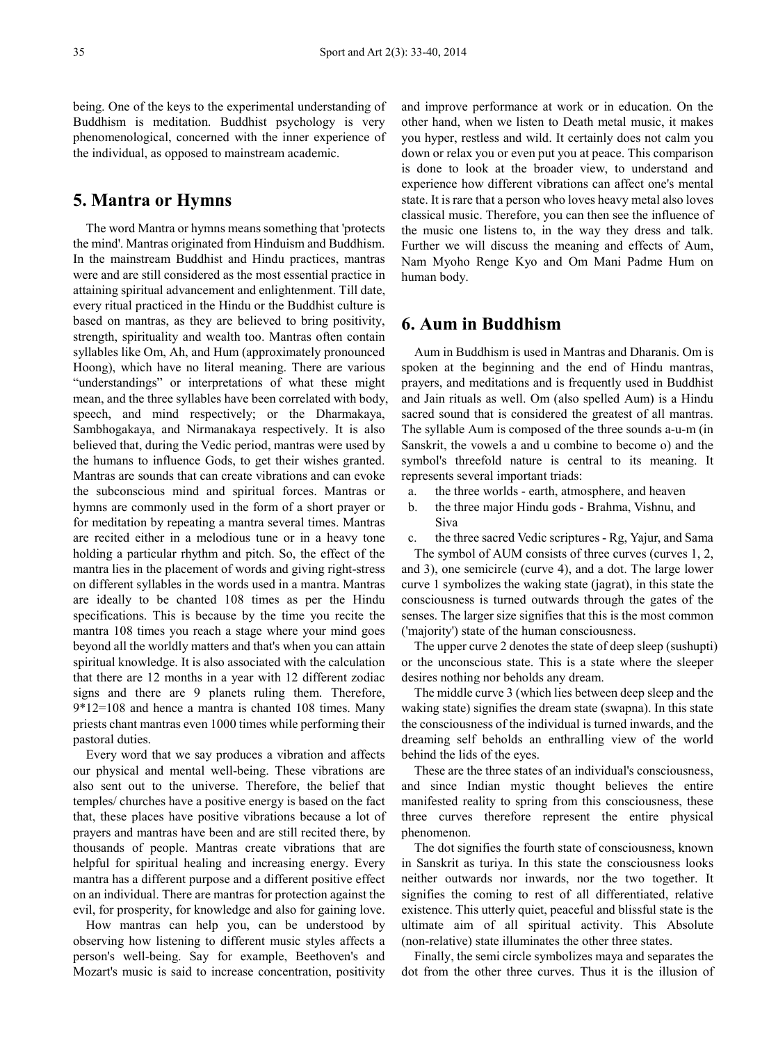being. One of the keys to the experimental understanding of Buddhism is meditation. Buddhist psychology is very phenomenological, concerned with the inner experience of the individual, as opposed to mainstream academic.

## 5. Mantra or Hymns

The word Mantra or hymns means something that 'protects the mind'. Mantras originated from Hinduism and Buddhism. In the mainstream Buddhist and Hindu practices, mantras were and are still considered as the most essential practice in attaining spiritual advancement and enlightenment. Till date, every ritual practiced in the Hindu or the Buddhist culture is based on mantras, as they are believed to bring positivity, strength, spirituality and wealth too. Mantras often contain syllables like Om, Ah, and Hum (approximately pronounced Hoong), which have no literal meaning. There are various "understandings" or interpretations of what these might mean, and the three syllables have been correlated with body, speech, and mind respectively; or the Dharmakaya, Sambhogakaya, and Nirmanakaya respectively. It is also believed that, during the Vedic period, mantras were used by the humans to influence Gods, to get their wishes granted. Mantras are sounds that can create vibrations and can evoke the subconscious mind and spiritual forces. Mantras or hymns are commonly used in the form of a short prayer or for meditation by repeating a mantra several times. Mantras are recited either in a melodious tune or in a heavy tone holding a particular rhythm and pitch. So, the effect of the mantra lies in the placement of words and giving right-stress on different syllables in the words used in a mantra. Mantras are ideally to be chanted 108 times as per the Hindu specifications. This is because by the time you recite the mantra 108 times you reach a stage where your mind goes beyond all the worldly matters and that's when you can attain spiritual knowledge. It is also associated with the calculation that there are 12 months in a year with 12 different zodiac signs and there are 9 planets ruling them. Therefore, 9*12=108 and hence a mantra is chanted 108 times. Many priests chant mantras even 1000 times while performing their pastoral duties.

Every word that we say produces a vibration and affects our physical and mental well-being. These vibrations are also sent out to the universe. Therefore, the belief that temples/ churches have a positive energy is based on the fact that, these places have positive vibrations because a lot of prayers and mantras have been and are still recited there, by thousands of people. Mantras create vibrations that are helpful for spiritual healing and increasing energy. Every mantra has a different purpose and a different positive effect on an individual. There are mantras for protection against the evil, for prosperity, for knowledge and also for gaining love.

How mantras can help you, can be understood by observing how listening to different music styles affects a person's well-being. Say for example, Beethoven's and Mozart's music is said to increase concentration, positivity and improve performance at work or in education. On the other hand, when we listen to Death metal music, it makes you hyper, restless and wild. It certainly does not calm you down or relax you or even put you at peace. This comparison is done to look at the broader view, to understand and experience how different vibrations can affect one's mental state. It is rare that a person who loves heavy metal also loves classical music. Therefore, you can then see the influence of the music one listens to, in the way they dress and talk. Further we will discuss the meaning and effects of Aum, Nam Myoho Renge Kyo and Om Mani Padme Hum on human body.

## 6. Aum in Buddhism

Aum in Buddhism is used in Mantras and Dharanis. Om is spoken at the beginning and the end of Hindu mantras, prayers, and meditations and is frequently used in Buddhist and Jain rituals as well. Om (also spelled Aum) is a Hindu sacred sound that is considered the greatest of all mantras. The syllable Aum is composed of the three sounds a-u-m (in Sanskrit, the vowels a and u combine to become o) and the symbol's threefold nature is central to its meaning. It represents several important triads:

a. the three worlds - earth, atmosphere, and heaven
b. the three major Hindu gods - Brahma, Vishnu, and Siva
c. the three sacred Vedic scriptures - Rg, Yajur, and Sama

The symbol of AUM consists of three curves (curves 1, 2, and 3), one semicircle (curve 4), and a dot. The large lower curve 1 symbolizes the waking state (jagrat), in this state the consciousness is turned outwards through the gates of the senses. The larger size signifies that this is the most common ('majority') state of the human consciousness.

The upper curve 2 denotes the state of deep sleep (sushupti) or the unconscious state. This is a state where the sleeper desires nothing nor beholds any dream.

The middle curve 3 (which lies between deep sleep and the waking state) signifies the dream state (swapna). In this state the consciousness of the individual is turned inwards, and the dreaming self beholds an enthralling view of the world behind the lids of the eyes.

These are the three states of an individual's consciousness, and since Indian mystic thought believes the entire manifested reality to spring from this consciousness, these three curves therefore represent the entire physical phenomenon.

The dot signifies the fourth state of consciousness, known in Sanskrit as turiya. In this state the consciousness looks neither outwards nor inwards, nor the two together. It signifies the coming to rest of all differentiated, relative existence. This utterly quiet, peaceful and blissful state is the ultimate aim of all spiritual activity. This Absolute (non-relative) state illuminates the other three states.

Finally, the semi circle symbolizes maya and separates the dot from the other three curves. Thus it is the illusion of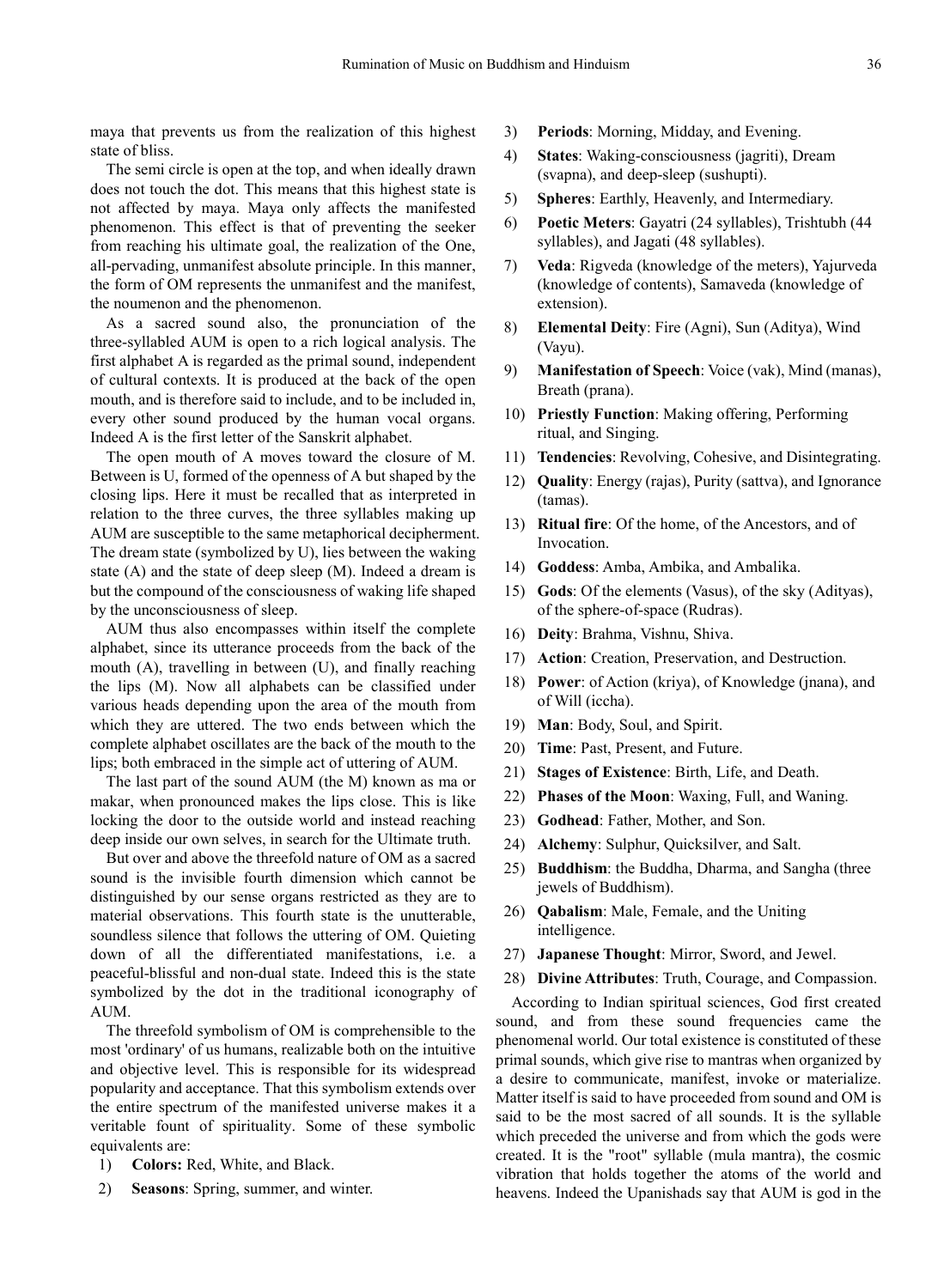maya that prevents us from the realization of this highest state of bliss.

The semi circle is open at the top, and when ideally drawn does not touch the dot. This means that this highest state is not affected by maya. Maya only affects the manifested phenomenon. This effect is that of preventing the seeker from reaching his ultimate goal, the realization of the One, all-pervading, unmanifest absolute principle. In this manner, the form of OM represents the unmanifest and the manifest, the noumenon and the phenomenon.

As a sacred sound also, the pronunciation of the three-syllabled AUM is open to a rich logical analysis. The first alphabet A is regarded as the primal sound, independent of cultural contexts. It is produced at the back of the open mouth, and is therefore said to include, and to be included in, every other sound produced by the human vocal organs. Indeed A is the first letter of the Sanskrit alphabet.

The open mouth of A moves toward the closure of M. Between is U, formed of the openness of A but shaped by the closing lips. Here it must be recalled that as interpreted in relation to the three curves, the three syllables making up AUM are susceptible to the same metaphorical decipherment. The dream state (symbolized by U), lies between the waking state (A) and the state of deep sleep (M). Indeed a dream is but the compound of the consciousness of waking life shaped by the unconsciousness of sleep.

AUM thus also encompasses within itself the complete alphabet, since its utterance proceeds from the back of the mouth (A), travelling in between (U), and finally reaching the lips (M). Now all alphabets can be classified under various heads depending upon the area of the mouth from which they are uttered. The two ends between which the complete alphabet oscillates are the back of the mouth to the lips; both embraced in the simple act of uttering of AUM.

The last part of the sound AUM (the M) known as ma or makar, when pronounced makes the lips close. This is like locking the door to the outside world and instead reaching deep inside our own selves, in search for the Ultimate truth.

But over and above the threefold nature of OM as a sacred sound is the invisible fourth dimension which cannot be distinguished by our sense organs restricted as they are to material observations. This fourth state is the unutterable, soundless silence that follows the uttering of OM. Quieting down of all the differentiated manifestations, i.e. a peaceful-blissful and non-dual state. Indeed this is the state symbolized by the dot in the traditional iconography of AUM.

The threefold symbolism of OM is comprehensible to the most 'ordinary' of us humans, realizable both on the intuitive and objective level. This is responsible for its widespread popularity and acceptance. That this symbolism extends over the entire spectrum of the manifested universe makes it a veritable fount of spirituality. Some of these symbolic equivalents are:

1) **Colors:** Red, White, and Black.
2) **Seasons**: Spring, summer, and winter.
3) **Periods**: Morning, Midday, and Evening.
4) **States**: Waking-consciousness (jagriti), Dream (svapna), and deep-sleep (sushupti).
5) **Spheres**: Earthly, Heavenly, and Intermediary.
6) **Poetic Meters**: Gayatri (24 syllables), Trishtubh (44 syllables), and Jagati (48 syllables).
7) **Veda**: Rigveda (knowledge of the meters), Yajurveda (knowledge of contents), Samaveda (knowledge of extension).
8) **Elemental Deity**: Fire (Agni), Sun (Aditya), Wind (Vayu).
9) **Manifestation of Speech**: Voice (vak), Mind (manas), Breath (prana).
10) **Priestly Function**: Making offering, Performing ritual, and Singing.
11) **Tendencies**: Revolving, Cohesive, and Disintegrating.
12) **Quality**: Energy (rajas), Purity (sattva), and Ignorance (tamas).
13) **Ritual fire**: Of the home, of the Ancestors, and of Invocation.
14) **Goddess**: Amba, Ambika, and Ambalika.
15) **Gods**: Of the elements (Vasus), of the sky (Adityas), of the sphere-of-space (Rudras).
16) **Deity**: Brahma, Vishnu, Shiva.
17) **Action**: Creation, Preservation, and Destruction.
18) **Power**: of Action (kriya), of Knowledge (jnana), and of Will (iccha).
19) **Man**: Body, Soul, and Spirit.
20) **Time**: Past, Present, and Future.
21) **Stages of Existence**: Birth, Life, and Death.
22) **Phases of the Moon**: Waxing, Full, and Waning.
23) **Godhead**: Father, Mother, and Son.
24) **Alchemy**: Sulphur, Quicksilver, and Salt.
25) **Buddhism**: the Buddha, Dharma, and Sangha (three jewels of Buddhism).
26) **Qabalism**: Male, Female, and the Uniting intelligence.
27) **Japanese Thought**: Mirror, Sword, and Jewel.
28) **Divine Attributes**: Truth, Courage, and Compassion.

According to Indian spiritual sciences, God first created sound, and from these sound frequencies came the phenomenal world. Our total existence is constituted of these primal sounds, which give rise to mantras when organized by a desire to communicate, manifest, invoke or materialize. Matter itself is said to have proceeded from sound and OM is said to be the most sacred of all sounds. It is the syllable which preceded the universe and from which the gods were created. It is the "root" syllable (mula mantra), the cosmic vibration that holds together the atoms of the world and heavens. Indeed the Upanishads say that AUM is god in the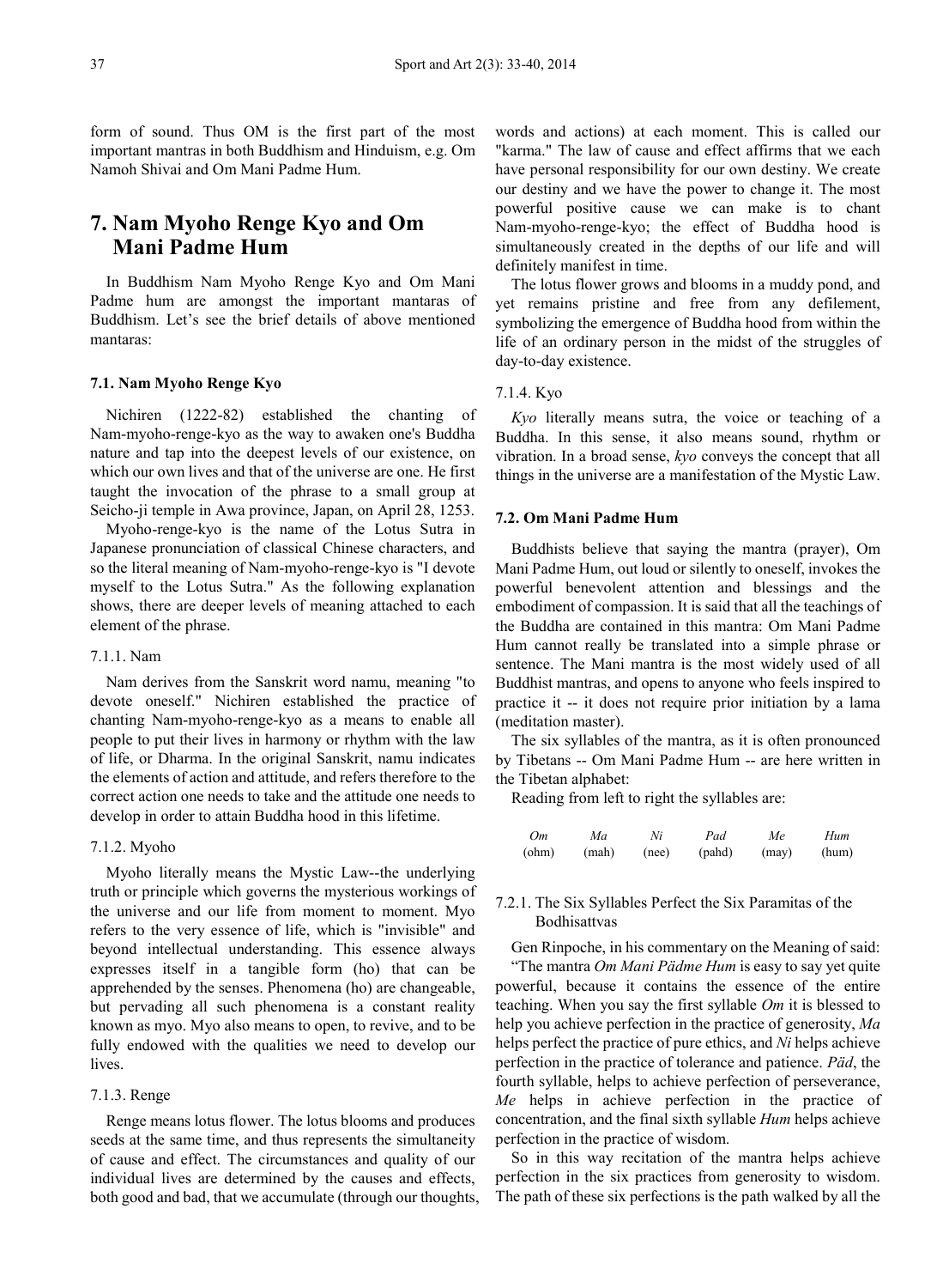form of sound. Thus OM is the first part of the most important mantras in both Buddhism and Hinduism, e.g. Om Namoh Shivai and Om Mani Padme Hum.

## 7. Nam Myoho Renge Kyo and Om Mani Padme Hum

In Buddhism Nam Myoho Renge Kyo and Om Mani Padme hum are amongst the important mantaras of Buddhism. Let's see the brief details of above mentioned mantaras:

### 7.1. Nam Myoho Renge Kyo

Nichiren (1222-82) established the chanting of Nam-myoho-renge-kyo as the way to awaken one's Buddha nature and tap into the deepest levels of our existence, on which our own lives and that of the universe are one. He first taught the invocation of the phrase to a small group at Seicho-ji temple in Awa province, Japan, on April 28, 1253.

Myoho-renge-kyo is the name of the Lotus Sutra in Japanese pronunciation of classical Chinese characters, and so the literal meaning of Nam-myoho-renge-kyo is "I devote myself to the Lotus Sutra." As the following explanation shows, there are deeper levels of meaning attached to each element of the phrase.

#### 7.1.1. Nam

Nam derives from the Sanskrit word namu, meaning "to devote oneself." Nichiren established the practice of chanting Nam-myoho-renge-kyo as a means to enable all people to put their lives in harmony or rhythm with the law of life, or Dharma. In the original Sanskrit, namu indicates the elements of action and attitude, and refers therefore to the correct action one needs to take and the attitude one needs to develop in order to attain Buddha hood in this lifetime.

#### 7.1.2. Myoho

Myoho literally means the Mystic Law--the underlying truth or principle which governs the mysterious workings of the universe and our life from moment to moment. Myo refers to the very essence of life, which is "invisible" and beyond intellectual understanding. This essence always expresses itself in a tangible form (ho) that can be apprehended by the senses. Phenomena (ho) are changeable, but pervading all such phenomena is a constant reality known as myo. Myo also means to open, to revive, and to be fully endowed with the qualities we need to develop our lives.

#### 7.1.3. Renge

Renge means lotus flower. The lotus blooms and produces seeds at the same time, and thus represents the simultaneity of cause and effect. The circumstances and quality of our individual lives are determined by the causes and effects, both good and bad, that we accumulate (through our thoughts, words and actions) at each moment. This is called our "karma." The law of cause and effect affirms that we each have personal responsibility for our own destiny. We create our destiny and we have the power to change it. The most powerful positive cause we can make is to chant Nam-myoho-renge-kyo; the effect of Buddha hood is simultaneously created in the depths of our life and will definitely manifest in time.

The lotus flower grows and blooms in a muddy pond, and yet remains pristine and free from any defilement, symbolizing the emergence of Buddha hood from within the life of an ordinary person in the midst of the struggles of day-to-day existence.

#### 7.1.4. Kyo

*Kyo* literally means sutra, the voice or teaching of a Buddha. In this sense, it also means sound, rhythm or vibration. In a broad sense, *kyo* conveys the concept that all things in the universe are a manifestation of the Mystic Law.

### 7.2. Om Mani Padme Hum

Buddhists believe that saying the mantra (prayer), Om Mani Padme Hum, out loud or silently to oneself, invokes the powerful benevolent attention and blessings and the embodiment of compassion. It is said that all the teachings of the Buddha are contained in this mantra: Om Mani Padme Hum cannot really be translated into a simple phrase or sentence. The Mani mantra is the most widely used of all Buddhist mantras, and opens to anyone who feels inspired to practice it -- it does not require prior initiation by a lama (meditation master).

The six syllables of the mantra, as it is often pronounced by Tibetans -- Om Mani Padme Hum -- are here written in the Tibetan alphabet:

Reading from left to right the syllables are:

| *Om* | *Ma* | *Ni* | *Pad* | *Me* | *Hum* |
|---|---|---|---|---|---|
| (ohm) | (mah) | (nee) | (pahd) | (may) | (hum) |

#### 7.2.1. The Six Syllables Perfect the Six Paramitas of the Bodhisattvas

Gen Rinpoche, in his commentary on the Meaning of said:

"The mantra *Om Mani Pädme Hum* is easy to say yet quite powerful, because it contains the essence of the entire teaching. When you say the first syllable *Om* it is blessed to help you achieve perfection in the practice of generosity, *Ma* helps perfect the practice of pure ethics, and *Ni* helps achieve perfection in the practice of tolerance and patience. *Päd*, the fourth syllable, helps to achieve perfection of perseverance, *Me* helps in achieve perfection in the practice of concentration, and the final sixth syllable *Hum* helps achieve perfection in the practice of wisdom.

So in this way recitation of the mantra helps achieve perfection in the six practices from generosity to wisdom. The path of these six perfections is the path walked by all the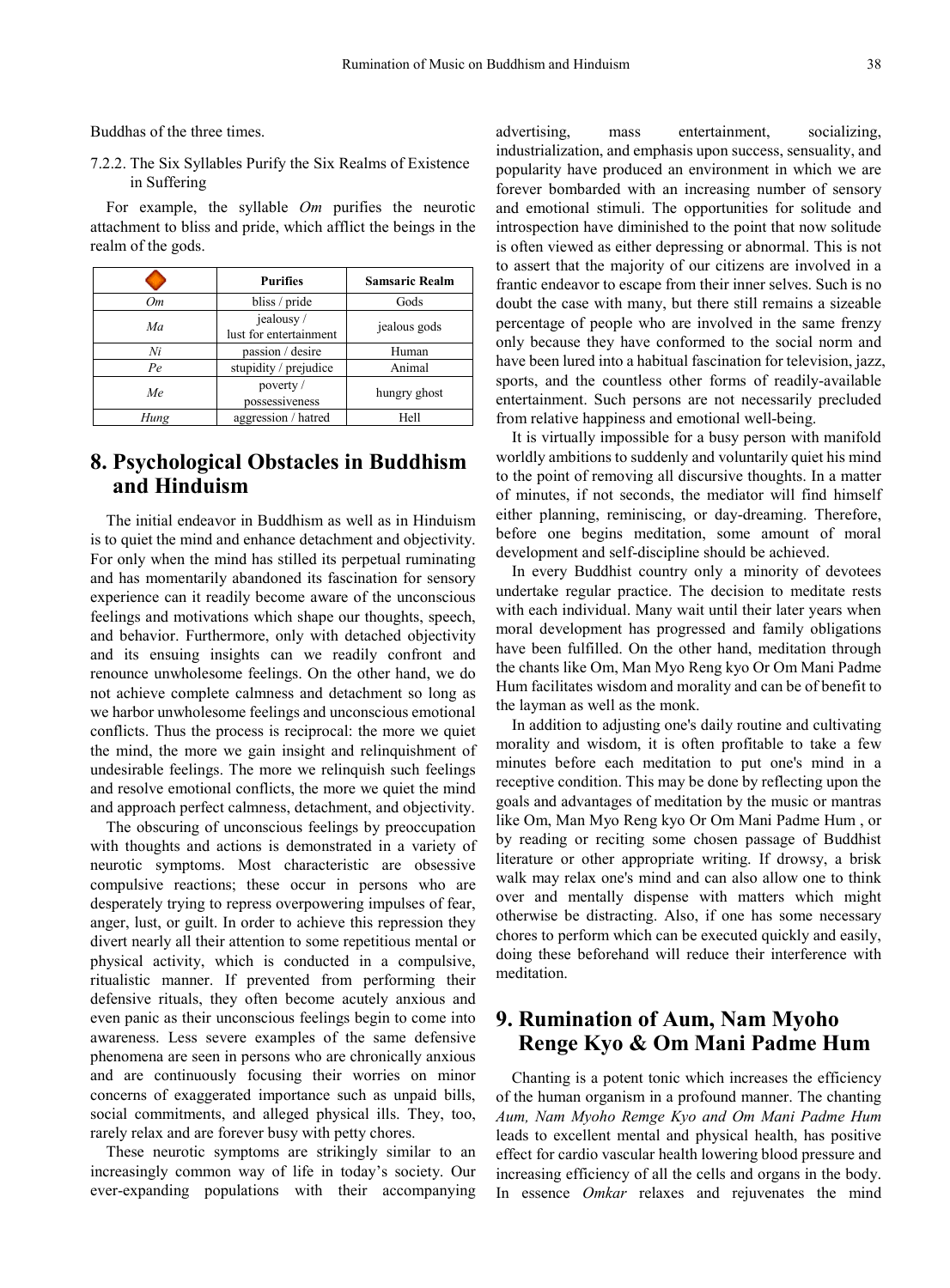Buddhas of the three times.

7.2.2. The Six Syllables Purify the Six Realms of Existence in Suffering

For example, the syllable *Om* purifies the neurotic attachment to bliss and pride, which afflict the beings in the realm of the gods.

| | Purifies | Samsaric Realm |
|---|---|---|
| *Om* | bliss / pride | Gods |
| *Ma* | jealousy / lust for entertainment | jealous gods |
| *Ni* | passion / desire | Human |
| *Pe* | stupidity / prejudice | Animal |
| *Me* | poverty / possessiveness | hungry ghost |
| *Hung* | aggression / hatred | Hell |

# 8. Psychological Obstacles in Buddhism and Hinduism

The initial endeavor in Buddhism as well as in Hinduism is to quiet the mind and enhance detachment and objectivity. For only when the mind has stilled its perpetual ruminating and has momentarily abandoned its fascination for sensory experience can it readily become aware of the unconscious feelings and motivations which shape our thoughts, speech, and behavior. Furthermore, only with detached objectivity and its ensuing insights can we readily confront and renounce unwholesome feelings. On the other hand, we do not achieve complete calmness and detachment so long as we harbor unwholesome feelings and unconscious emotional conflicts. Thus the process is reciprocal: the more we quiet the mind, the more we gain insight and relinquishment of undesirable feelings. The more we relinquish such feelings and resolve emotional conflicts, the more we quiet the mind and approach perfect calmness, detachment, and objectivity.

The obscuring of unconscious feelings by preoccupation with thoughts and actions is demonstrated in a variety of neurotic symptoms. Most characteristic are obsessive compulsive reactions; these occur in persons who are desperately trying to repress overpowering impulses of fear, anger, lust, or guilt. In order to achieve this repression they divert nearly all their attention to some repetitious mental or physical activity, which is conducted in a compulsive, ritualistic manner. If prevented from performing their defensive rituals, they often become acutely anxious and even panic as their unconscious feelings begin to come into awareness. Less severe examples of the same defensive phenomena are seen in persons who are chronically anxious and are continuously focusing their worries on minor concerns of exaggerated importance such as unpaid bills, social commitments, and alleged physical ills. They, too, rarely relax and are forever busy with petty chores.

These neurotic symptoms are strikingly similar to an increasingly common way of life in today's society. Our ever-expanding populations with their accompanying advertising, mass entertainment, socializing, industrialization, and emphasis upon success, sensuality, and popularity have produced an environment in which we are forever bombarded with an increasing number of sensory and emotional stimuli. The opportunities for solitude and introspection have diminished to the point that now solitude is often viewed as either depressing or abnormal. This is not to assert that the majority of our citizens are involved in a frantic endeavor to escape from their inner selves. Such is no doubt the case with many, but there still remains a sizeable percentage of people who are involved in the same frenzy only because they have conformed to the social norm and have been lured into a habitual fascination for television, jazz, sports, and the countless other forms of readily-available entertainment. Such persons are not necessarily precluded from relative happiness and emotional well-being.

It is virtually impossible for a busy person with manifold worldly ambitions to suddenly and voluntarily quiet his mind to the point of removing all discursive thoughts. In a matter of minutes, if not seconds, the mediator will find himself either planning, reminiscing, or day-dreaming. Therefore, before one begins meditation, some amount of moral development and self-discipline should be achieved.

In every Buddhist country only a minority of devotees undertake regular practice. The decision to meditate rests with each individual. Many wait until their later years when moral development has progressed and family obligations have been fulfilled. On the other hand, meditation through the chants like Om, Man Myo Reng kyo Or Om Mani Padme Hum facilitates wisdom and morality and can be of benefit to the layman as well as the monk.

In addition to adjusting one's daily routine and cultivating morality and wisdom, it is often profitable to take a few minutes before each meditation to put one's mind in a receptive condition. This may be done by reflecting upon the goals and advantages of meditation by the music or mantras like Om, Man Myo Reng kyo Or Om Mani Padme Hum , or by reading or reciting some chosen passage of Buddhist literature or other appropriate writing. If drowsy, a brisk walk may relax one's mind and can also allow one to think over and mentally dispense with matters which might otherwise be distracting. Also, if one has some necessary chores to perform which can be executed quickly and easily, doing these beforehand will reduce their interference with meditation.

# 9. Rumination of Aum, Nam Myoho Renge Kyo & Om Mani Padme Hum

Chanting is a potent tonic which increases the efficiency of the human organism in a profound manner. The chanting *Aum, Nam Myoho Remge Kyo and Om Mani Padme Hum* leads to excellent mental and physical health, has positive effect for cardio vascular health lowering blood pressure and increasing efficiency of all the cells and organs in the body. In essence *Omkar* relaxes and rejuvenates the mind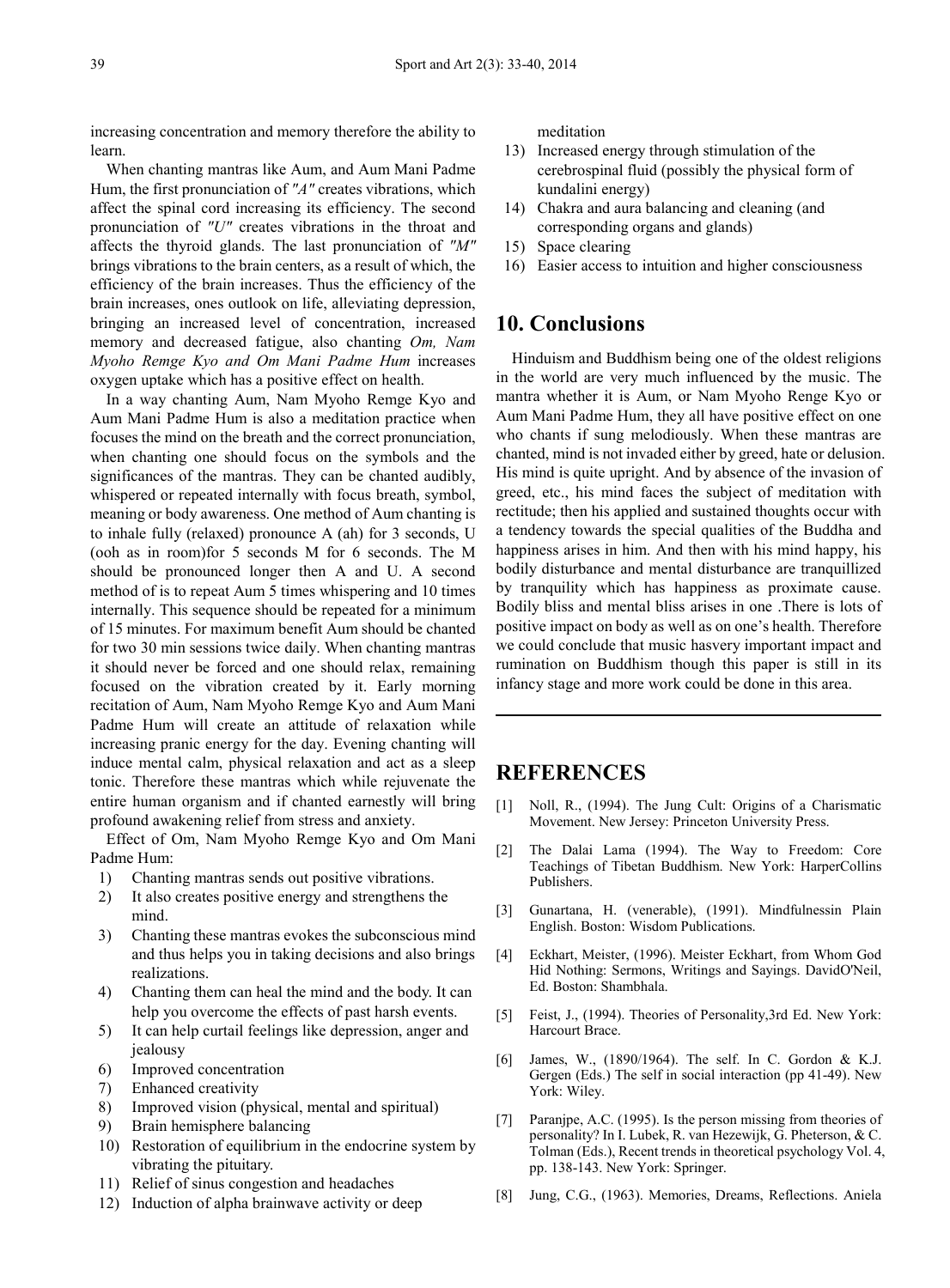increasing concentration and memory therefore the ability to learn.

When chanting mantras like Aum, and Aum Mani Padme Hum, the first pronunciation of *"A"* creates vibrations, which affect the spinal cord increasing its efficiency. The second pronunciation of *"U"* creates vibrations in the throat and affects the thyroid glands. The last pronunciation of *"M"* brings vibrations to the brain centers, as a result of which, the efficiency of the brain increases. Thus the efficiency of the brain increases, ones outlook on life, alleviating depression, bringing an increased level of concentration, increased memory and decreased fatigue, also chanting *Om, Nam Myoho Remge Kyo and Om Mani Padme Hum* increases oxygen uptake which has a positive effect on health.

In a way chanting Aum, Nam Myoho Remge Kyo and Aum Mani Padme Hum is also a meditation practice when focuses the mind on the breath and the correct pronunciation, when chanting one should focus on the symbols and the significances of the mantras. They can be chanted audibly, whispered or repeated internally with focus breath, symbol, meaning or body awareness. One method of Aum chanting is to inhale fully (relaxed) pronounce A (ah) for 3 seconds, U (ooh as in room)for 5 seconds M for 6 seconds. The M should be pronounced longer then A and U. A second method of is to repeat Aum 5 times whispering and 10 times internally. This sequence should be repeated for a minimum of 15 minutes. For maximum benefit Aum should be chanted for two 30 min sessions twice daily. When chanting mantras it should never be forced and one should relax, remaining focused on the vibration created by it. Early morning recitation of Aum, Nam Myoho Remge Kyo and Aum Mani Padme Hum will create an attitude of relaxation while increasing pranic energy for the day. Evening chanting will induce mental calm, physical relaxation and act as a sleep tonic. Therefore these mantras which while rejuvenate the entire human organism and if chanted earnestly will bring profound awakening relief from stress and anxiety.

Effect of Om, Nam Myoho Remge Kyo and Om Mani Padme Hum:

1) Chanting mantras sends out positive vibrations.
2) It also creates positive energy and strengthens the mind.
3) Chanting these mantras evokes the subconscious mind and thus helps you in taking decisions and also brings realizations.
4) Chanting them can heal the mind and the body. It can help you overcome the effects of past harsh events.
5) It can help curtail feelings like depression, anger and jealousy
6) Improved concentration
7) Enhanced creativity
8) Improved vision (physical, mental and spiritual)
9) Brain hemisphere balancing
10) Restoration of equilibrium in the endocrine system by vibrating the pituitary.
11) Relief of sinus congestion and headaches
12) Induction of alpha brainwave activity or deep meditation
13) Increased energy through stimulation of the cerebrospinal fluid (possibly the physical form of kundalini energy)
14) Chakra and aura balancing and cleaning (and corresponding organs and glands)
15) Space clearing
16) Easier access to intuition and higher consciousness

## 10. Conclusions

Hinduism and Buddhism being one of the oldest religions in the world are very much influenced by the music. The mantra whether it is Aum, or Nam Myoho Renge Kyo or Aum Mani Padme Hum, they all have positive effect on one who chants if sung melodiously. When these mantras are chanted, mind is not invaded either by greed, hate or delusion. His mind is quite upright. And by absence of the invasion of greed, etc., his mind faces the subject of meditation with rectitude; then his applied and sustained thoughts occur with a tendency towards the special qualities of the Buddha and happiness arises in him. And then with his mind happy, his bodily disturbance and mental disturbance are tranquillized by tranquility which has happiness as proximate cause. Bodily bliss and mental bliss arises in one .There is lots of positive impact on body as well as on one's health. Therefore we could conclude that music hasvery important impact and rumination on Buddhism though this paper is still in its infancy stage and more work could be done in this area.

## REFERENCES

[1] Noll, R., (1994). The Jung Cult: Origins of a Charismatic Movement. New Jersey: Princeton University Press.

[2] The Dalai Lama (1994). The Way to Freedom: Core Teachings of Tibetan Buddhism. New York: HarperCollins Publishers.

[3] Gunartana, H. (venerable), (1991). Mindfulnessin Plain English. Boston: Wisdom Publications.

[4] Eckhart, Meister, (1996). Meister Eckhart, from Whom God Hid Nothing: Sermons, Writings and Sayings. DavidO'Neil, Ed. Boston: Shambhala.

[5] Feist, J., (1994). Theories of Personality,3rd Ed. New York: Harcourt Brace.

[6] James, W., (1890/1964). The self. In C. Gordon & K.J. Gergen (Eds.) The self in social interaction (pp 41-49). New York: Wiley.

[7] Paranjpe, A.C. (1995). Is the person missing from theories of personality? In I. Lubek, R. van Hezewijk, G. Pheterson, & C. Tolman (Eds.), Recent trends in theoretical psychology Vol. 4, pp. 138-143. New York: Springer.

[8] Jung, C.G., (1963). Memories, Dreams, Reflections. Aniela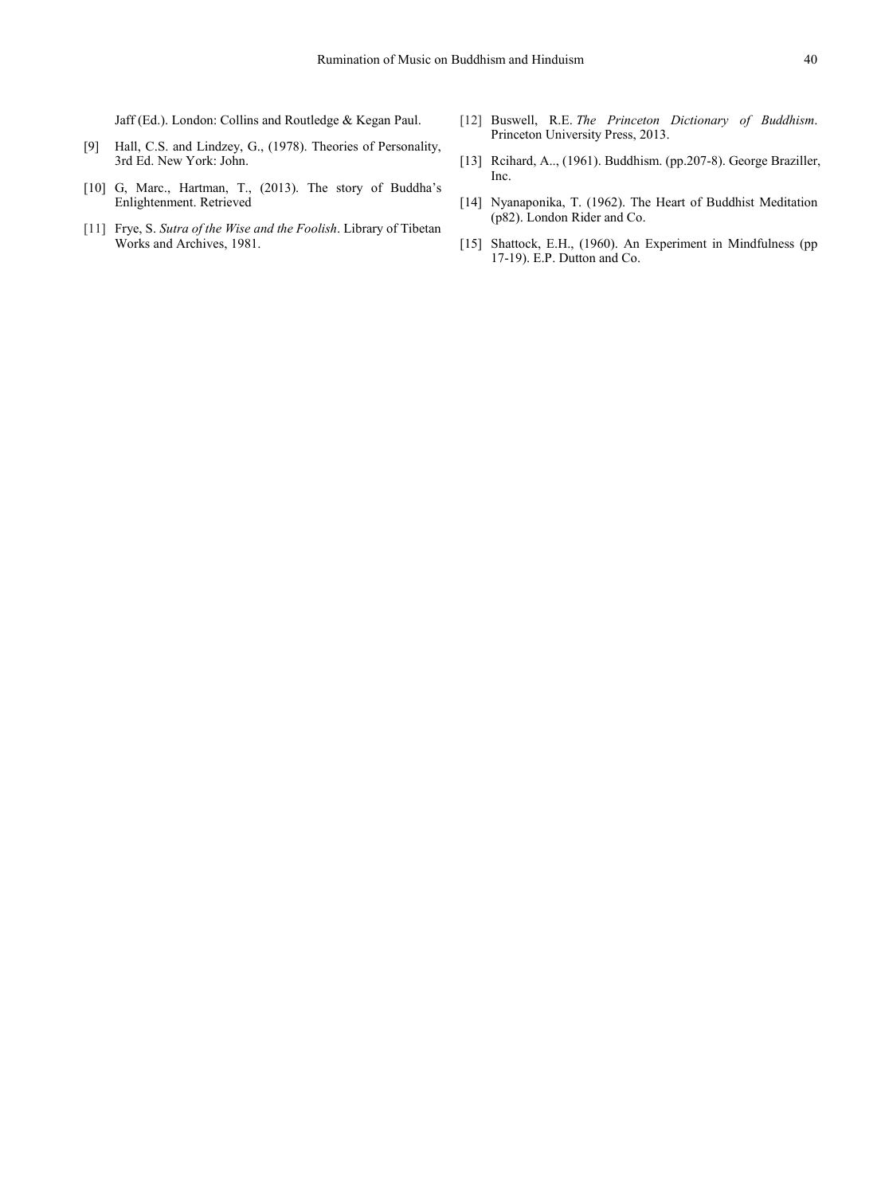Jaff (Ed.). London: Collins and Routledge & Kegan Paul.

[9] Hall, C.S. and Lindzey, G., (1978). Theories of Personality, 3rd Ed. New York: John.

[10] G, Marc., Hartman, T., (2013). The story of Buddha's Enlightenment. Retrieved

[11] Frye, S. *Sutra of the Wise and the Foolish*. Library of Tibetan Works and Archives, 1981.

[12] Buswell, R.E. *The Princeton Dictionary of Buddhism*. Princeton University Press, 2013.

[13] Rcihard, A.., (1961). Buddhism. (pp.207-8). George Braziller, Inc.

[14] Nyanaponika, T. (1962). The Heart of Buddhist Meditation (p82). London Rider and Co.

[15] Shattock, E.H., (1960). An Experiment in Mindfulness (pp 17-19). E.P. Dutton and Co.